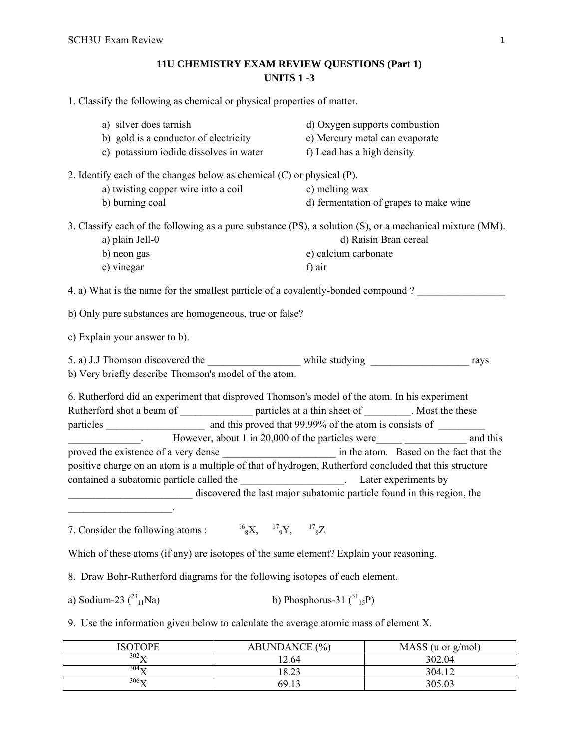# 11U CHEMISTRY EXAM REVIEW QUESTIONS (Part 1)
## UNITS 1 -3

1. Classify the following as chemical or physical properties of matter.

   a) silver does tarnish
   b) gold is a conductor of electricity
   c) potassium iodide dissolves in water
   d) Oxygen supports combustion
   e) Mercury metal can evaporate
   f) Lead has a high density

2. Identify each of the changes below as chemical (C) or physical (P).

   a) twisting copper wire into a coil
   b) burning coal
   c) melting wax
   d) fermentation of grapes to make wine

3. Classify each of the following as a pure substance (PS), a solution (S), or a mechanical mixture (MM).

   a) plain Jell-0
   b) neon gas
   c) vinegar
   d) Raisin Bran cereal
   e) calcium carbonate
   f) air

4. a) What is the name for the smallest particle of a covalently-bonded compound ? _________________

b) Only pure substances are homogeneous, true or false?

c) Explain your answer to b).

5. a) J.J Thomson discovered the __________________ while studying ___________________ rays

b) Very briefly describe Thomson's model of the atom.

6. Rutherford did an experiment that disproved Thomson's model of the atom. In his experiment Rutherford shot a beam of ______________ particles at a thin sheet of _________. Most the these particles ___________________ and this proved that 99.99% of the atom is consists of _________ ______________. However, about 1 in 20,000 of the particles were_____ ____________ and this proved the existence of a very dense ______________________ in the atom. Based on the fact that the positive charge on an atom is a multiple of that of hydrogen, Rutherford concluded that this structure contained a subatomic particle called the ____________________. Later experiments by ________________________ discovered the last major subatomic particle found in this region, the ____________________.

7. Consider the following atoms : $^{16}_{8}X$, $^{17}_{9}Y$, $^{17}_{8}Z$

Which of these atoms (if any) are isotopes of the same element? Explain your reasoning.

8. Draw Bohr-Rutherford diagrams for the following isotopes of each element.

a) Sodium-23 ($^{23}_{11}Na$)

b) Phosphorus-31 ($^{31}_{15}P$)

9. Use the information given below to calculate the average atomic mass of element X.

| ISOTOPE | ABUNDANCE (%) | MASS (u or g/mol) |
|---|---|---|
| $^{302}X$ | 12.64 | 302.04 |
| $^{304}X$ | 18.23 | 304.12 |
| $^{306}X$ | 69.13 | 305.03 |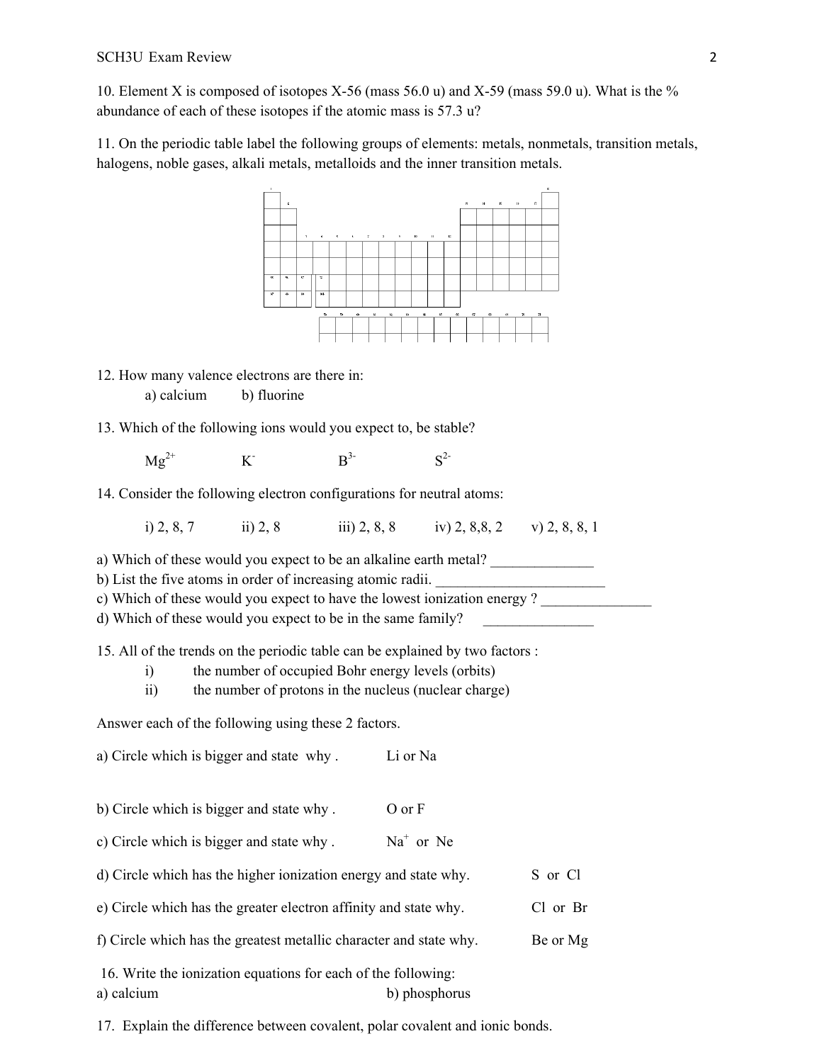10. Element X is composed of isotopes X-56 (mass 56.0 u) and X-59 (mass 59.0 u). What is the % abundance of each of these isotopes if the atomic mass is 57.3 u?

11. On the periodic table label the following groups of elements: metals, nonmetals, transition metals, halogens, noble gases, alkali metals, metalloids and the inner transition metals.

12. How many valence electrons are there in:

a) calcium  b) fluorine

13. Which of the following ions would you expect to, be stable?

$Mg^{2+}$  $K^{-}$  $B^{3-}$  $S^{2-}$

14. Consider the following electron configurations for neutral atoms:

i) 2, 8, 7  ii) 2, 8  iii) 2, 8, 8  iv) 2, 8,8, 2  v) 2, 8, 8, 1

a) Which of these would you expect to be an alkaline earth metal? ______________

b) List the five atoms in order of increasing atomic radii. _______________________

c) Which of these would you expect to have the lowest ionization energy ? _______________

d) Which of these would you expect to be in the same family? _______________

15. All of the trends on the periodic table can be explained by two factors :

i) the number of occupied Bohr energy levels (orbits)

ii) the number of protons in the nucleus (nuclear charge)

Answer each of the following using these 2 factors.

a) Circle which is bigger and state why .  Li or Na

b) Circle which is bigger and state why .  O or F

c) Circle which is bigger and state why .  $Na^{+}$ or Ne

d) Circle which has the higher ionization energy and state why.  S or Cl

e) Circle which has the greater electron affinity and state why.  Cl or Br

f) Circle which has the greatest metallic character and state why.  Be or Mg

16. Write the ionization equations for each of the following:

a) calcium  b) phosphorus

17. Explain the difference between covalent, polar covalent and ionic bonds.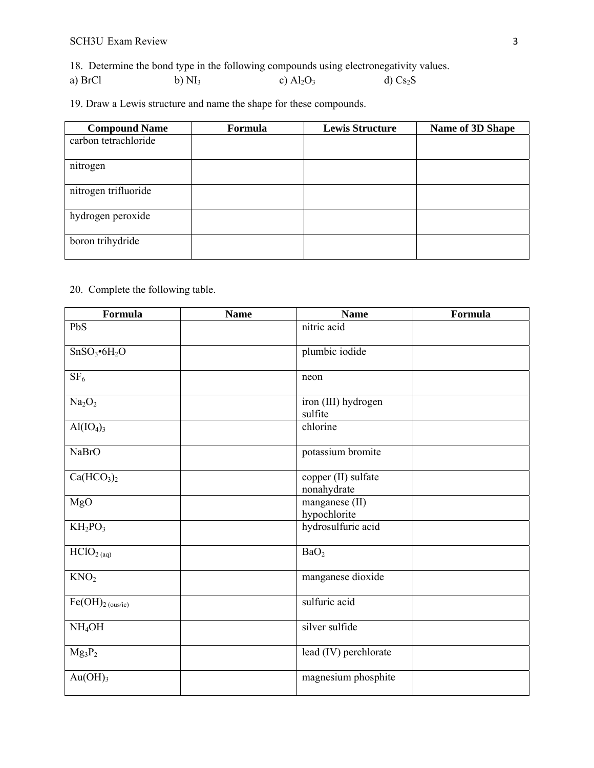18. Determine the bond type in the following compounds using electronegativity values.

a) $BrCl$ b) $NI_3$ c) $Al_2O_3$ d) $Cs_2S$

19. Draw a Lewis structure and name the shape for these compounds.

| Compound Name | Formula | Lewis Structure | Name of 3D Shape |
|---|---|---|---|
| carbon tetrachloride | | | |
| nitrogen | | | |
| nitrogen trifluoride | | | |
| hydrogen peroxide | | | |
| boron trihydride | | | |

20. Complete the following table.

| Formula | Name | Name | Formula |
|---|---|---|---|
| $PbS$ | | nitric acid | |
| $SnSO_3 \bullet 6H_2O$ | | plumbic iodide | |
| $SF_6$ | | neon | |
| $Na_2O_2$ | | iron (III) hydrogen sulfite | |
| $Al(IO_4)_3$ | | chlorine | |
| $NaBrO$ | | potassium bromite | |
| $Ca(HCO_3)_2$ | | copper (II) sulfate nonahydrate | |
| $MgO$ | | manganese (II) hypochlorite | |
| $KH_2PO_3$ | | hydrosulfuric acid | |
| $HClO_{2\,(aq)}$ | | $BaO_2$ | |
| $KNO_2$ | | manganese dioxide | |
| $Fe(OH)_{2\,(ous/ic)}$ | | sulfuric acid | |
| $NH_4OH$ | | silver sulfide | |
| $Mg_3P_2$ | | lead (IV) perchlorate | |
| $Au(OH)_3$ | | magnesium phosphite | |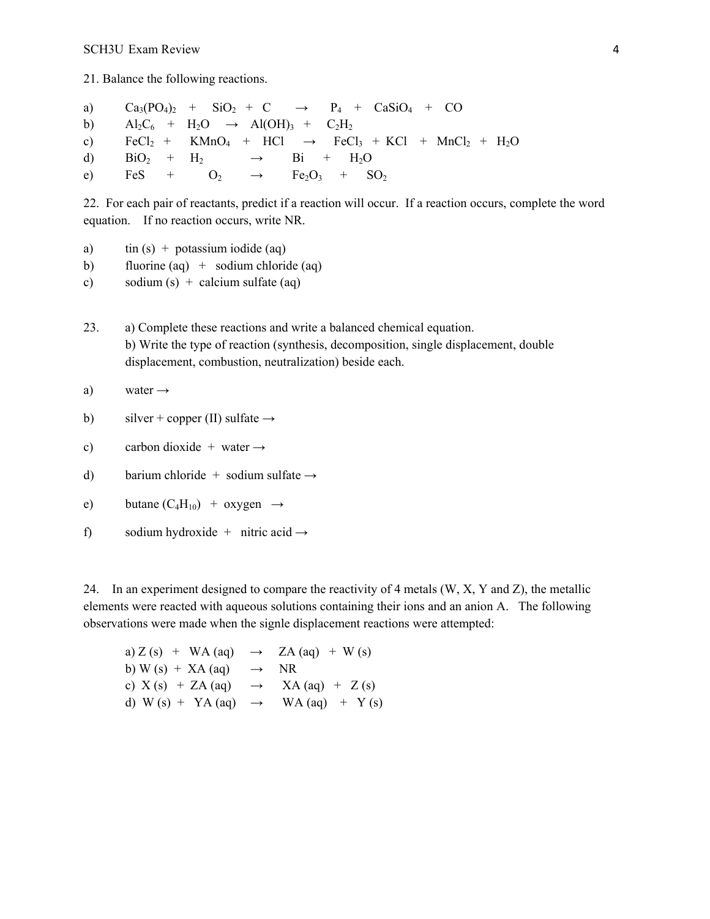21. Balance the following reactions.

a) $Ca_3(PO_4)_2$ + $SiO_2$ + $C$ → $P_4$ + $CaSiO_4$ + $CO$

b) $Al_2C_6$ + $H_2O$ → $Al(OH)_3$ + $C_2H_2$

c) $FeCl_2$ + $KMnO_4$ + $HCl$ → $FeCl_3$ + $KCl$ + $MnCl_2$ + $H_2O$

d) $BiO_2$ + $H_2$ → $Bi$ + $H_2O$

e) $FeS$ + $O_2$ → $Fe_2O_3$ + $SO_2$

22. For each pair of reactants, predict if a reaction will occur. If a reaction occurs, complete the word equation. If no reaction occurs, write NR.

a) tin (s) + potassium iodide (aq)

b) fluorine (aq) + sodium chloride (aq)

c) sodium (s) + calcium sulfate (aq)

23. a) Complete these reactions and write a balanced chemical equation.
b) Write the type of reaction (synthesis, decomposition, single displacement, double displacement, combustion, neutralization) beside each.

a) water →

b) silver + copper (II) sulfate →

c) carbon dioxide + water →

d) barium chloride + sodium sulfate →

e) butane ($C_4H_{10}$) + oxygen →

f) sodium hydroxide + nitric acid →

24. In an experiment designed to compare the reactivity of 4 metals (W, X, Y and Z), the metallic elements were reacted with aqueous solutions containing their ions and an anion A. The following observations were made when the signle displacement reactions were attempted:

a) Z (s) + WA (aq) → ZA (aq) + W (s)
b) W (s) + XA (aq) → NR
c) X (s) + ZA (aq) → XA (aq) + Z (s)
d) W (s) + YA (aq) → WA (aq) + Y (s)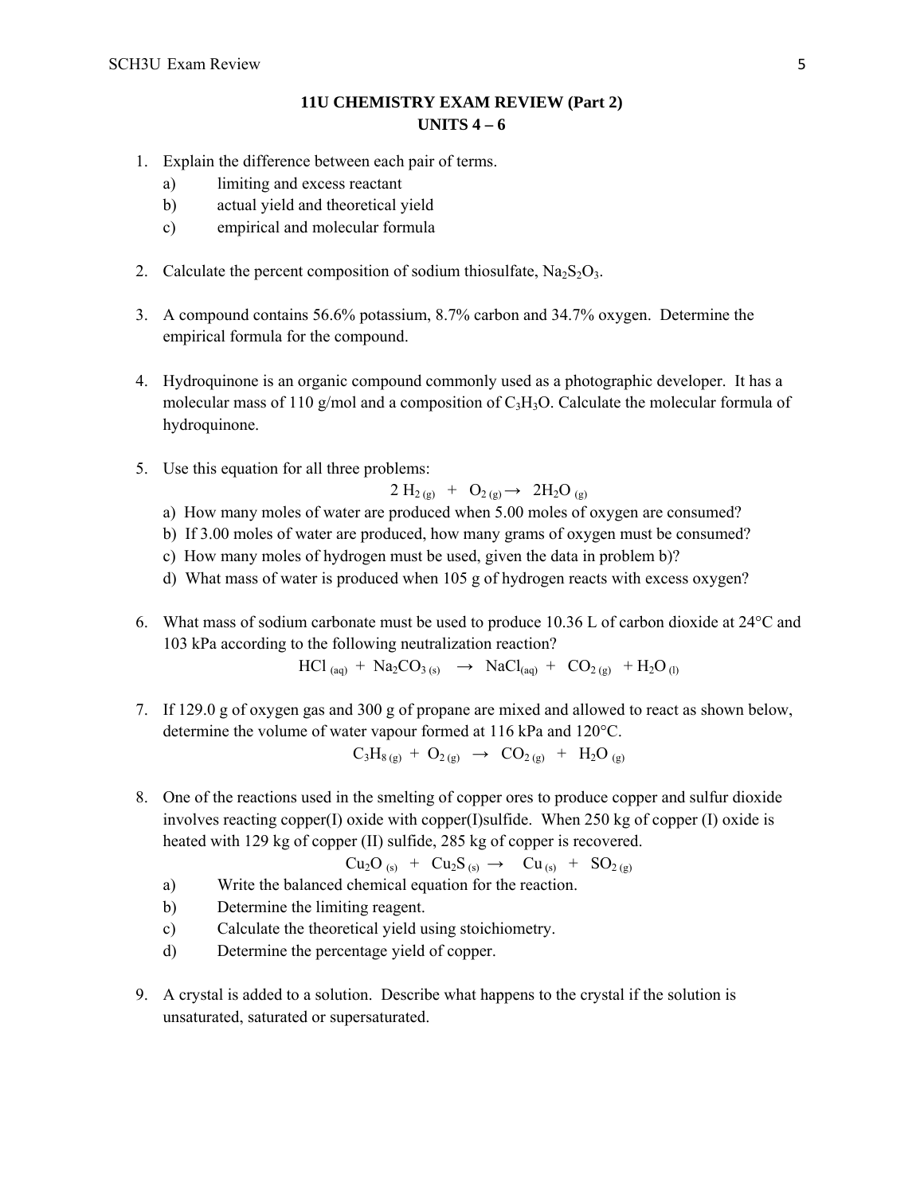**11U CHEMISTRY EXAM REVIEW (Part 2)**
**UNITS 4 – 6**

1. Explain the difference between each pair of terms.
   a) limiting and excess reactant
   b) actual yield and theoretical yield
   c) empirical and molecular formula

2. Calculate the percent composition of sodium thiosulfate, $Na_2S_2O_3$.

3. A compound contains 56.6% potassium, 8.7% carbon and 34.7% oxygen. Determine the empirical formula for the compound.

4. Hydroquinone is an organic compound commonly used as a photographic developer. It has a molecular mass of 110 g/mol and a composition of $C_3H_3O$. Calculate the molecular formula of hydroquinone.

5. Use this equation for all three problems:

$$2\,H_{2\,(g)} + O_{2\,(g)} \rightarrow 2H_2O_{(g)}$$

   a) How many moles of water are produced when 5.00 moles of oxygen are consumed?
   b) If 3.00 moles of water are produced, how many grams of oxygen must be consumed?
   c) How many moles of hydrogen must be used, given the data in problem b)?
   d) What mass of water is produced when 105 g of hydrogen reacts with excess oxygen?

6. What mass of sodium carbonate must be used to produce 10.36 L of carbon dioxide at 24°C and 103 kPa according to the following neutralization reaction?

$$HCl_{(aq)} + Na_2CO_{3\,(s)} \rightarrow NaCl_{(aq)} + CO_{2\,(g)} + H_2O_{(l)}$$

7. If 129.0 g of oxygen gas and 300 g of propane are mixed and allowed to react as shown below, determine the volume of water vapour formed at 116 kPa and 120°C.

$$C_3H_{8\,(g)} + O_{2\,(g)} \rightarrow CO_{2\,(g)} + H_2O_{(g)}$$

8. One of the reactions used in the smelting of copper ores to produce copper and sulfur dioxide involves reacting copper(I) oxide with copper(I)sulfide. When 250 kg of copper (I) oxide is heated with 129 kg of copper (II) sulfide, 285 kg of copper is recovered.

$$Cu_2O_{(s)} + Cu_2S_{(s)} \rightarrow Cu_{(s)} + SO_{2\,(g)}$$

   a) Write the balanced chemical equation for the reaction.
   b) Determine the limiting reagent.
   c) Calculate the theoretical yield using stoichiometry.
   d) Determine the percentage yield of copper.

9. A crystal is added to a solution. Describe what happens to the crystal if the solution is unsaturated, saturated or supersaturated.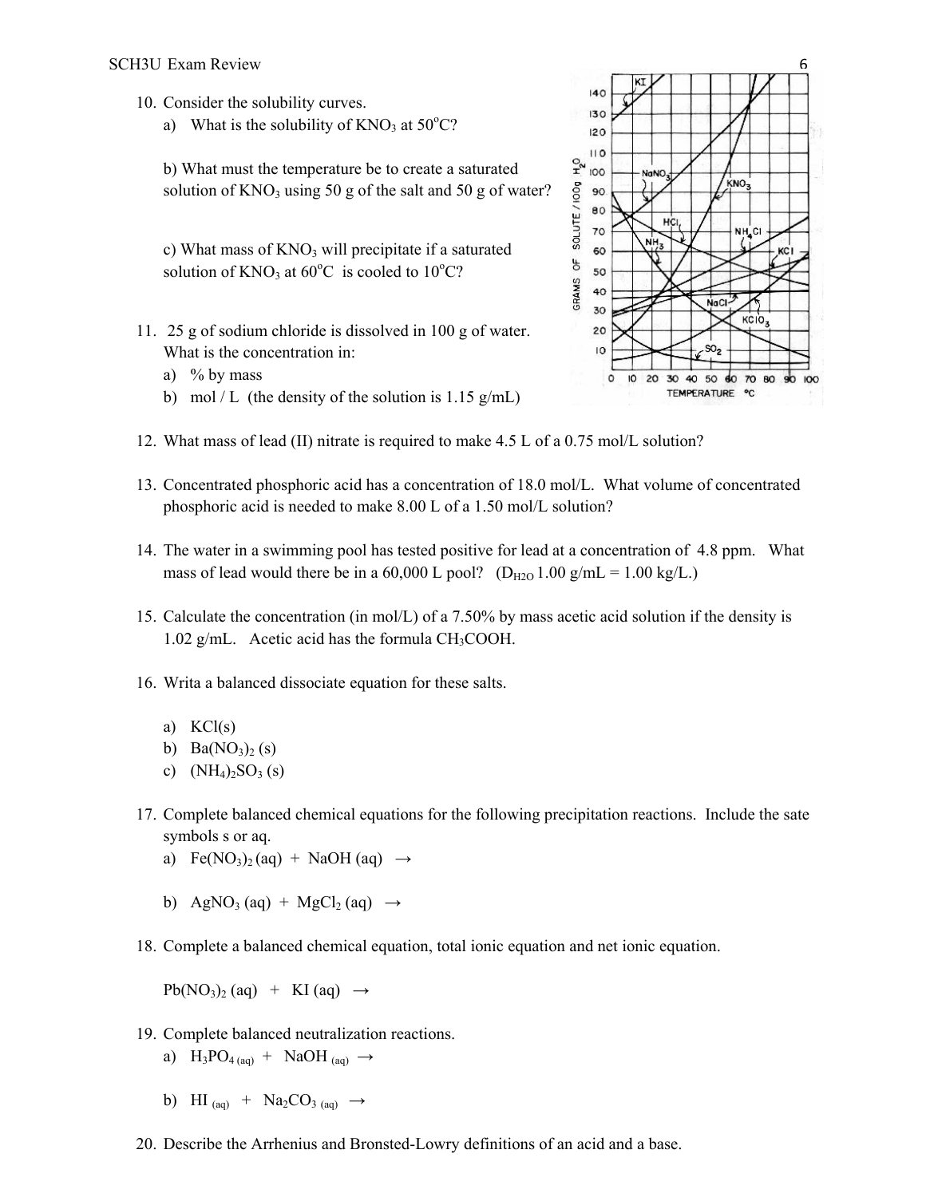10. Consider the solubility curves.

    a) What is the solubility of $KNO_3$ at 50°C?

    b) What must the temperature be to create a saturated solution of $KNO_3$ using 50 g of the salt and 50 g of water?

    c) What mass of $KNO_3$ will precipitate if a saturated solution of $KNO_3$ at 60°C is cooled to 10°C?

11. 25 g of sodium chloride is dissolved in 100 g of water. What is the concentration in:

    a) % by mass

    b) mol / L (the density of the solution is 1.15 g/mL)

12. What mass of lead (II) nitrate is required to make 4.5 L of a 0.75 mol/L solution?

13. Concentrated phosphoric acid has a concentration of 18.0 mol/L. What volume of concentrated phosphoric acid is needed to make 8.00 L of a 1.50 mol/L solution?

14. The water in a swimming pool has tested positive for lead at a concentration of 4.8 ppm. What mass of lead would there be in a 60,000 L pool? ($D_{H2O}$ 1.00 g/mL = 1.00 kg/L.)

15. Calculate the concentration (in mol/L) of a 7.50% by mass acetic acid solution if the density is 1.02 g/mL. Acetic acid has the formula $CH_3COOH$.

16. Writa a balanced dissociate equation for these salts.

    a) $KCl(s)$

    b) $Ba(NO_3)_2\ (s)$

    c) $(NH_4)_2SO_3\ (s)$

17. Complete balanced chemical equations for the following precipitation reactions. Include the sate symbols s or aq.

    a) $Fe(NO_3)_2\ (aq)\ +\ NaOH\ (aq)\ \rightarrow$

    b) $AgNO_3\ (aq)\ +\ MgCl_2\ (aq)\ \rightarrow$

18. Complete a balanced chemical equation, total ionic equation and net ionic equation.

    $Pb(NO_3)_2\ (aq)\ +\ KI\ (aq)\ \rightarrow$

19. Complete balanced neutralization reactions.

    a) $H_3PO_{4\ (aq)}\ +\ NaOH_{\ (aq)}\ \rightarrow$

    b) $HI_{\ (aq)}\ +\ Na_2CO_{3\ (aq)}\ \rightarrow$

20. Describe the Arrhenius and Bronsted-Lowry definitions of an acid and a base.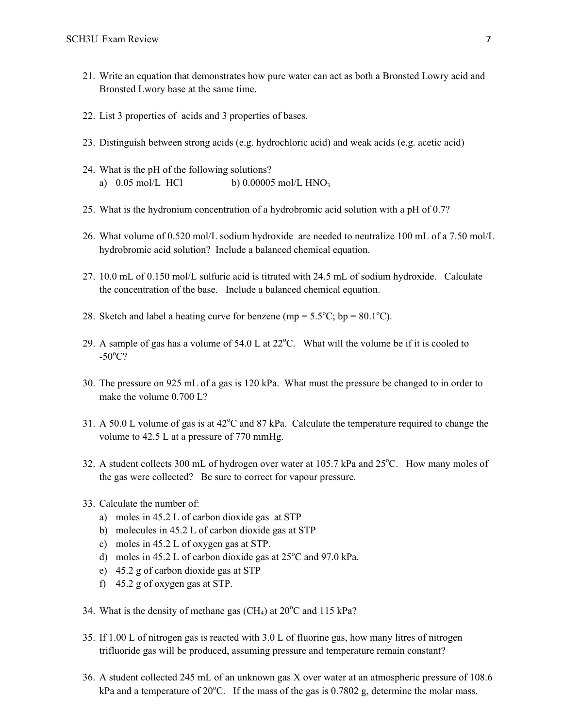21. Write an equation that demonstrates how pure water can act as both a Bronsted Lowry acid and Bronsted Lwory base at the same time.

22. List 3 properties of acids and 3 properties of bases.

23. Distinguish between strong acids (e.g. hydrochloric acid) and weak acids (e.g. acetic acid)

24. What is the pH of the following solutions?
    a) 0.05 mol/L HCl    b) 0.00005 mol/L $HNO_3$

25. What is the hydronium concentration of a hydrobromic acid solution with a pH of 0.7?

26. What volume of 0.520 mol/L sodium hydroxide are needed to neutralize 100 mL of a 7.50 mol/L hydrobromic acid solution? Include a balanced chemical equation.

27. 10.0 mL of 0.150 mol/L sulfuric acid is titrated with 24.5 mL of sodium hydroxide. Calculate the concentration of the base. Include a balanced chemical equation.

28. Sketch and label a heating curve for benzene (mp = 5.5°C; bp = 80.1°C).

29. A sample of gas has a volume of 54.0 L at 22°C. What will the volume be if it is cooled to -50°C?

30. The pressure on 925 mL of a gas is 120 kPa. What must the pressure be changed to in order to make the volume 0.700 L?

31. A 50.0 L volume of gas is at 42°C and 87 kPa. Calculate the temperature required to change the volume to 42.5 L at a pressure of 770 mmHg.

32. A student collects 300 mL of hydrogen over water at 105.7 kPa and 25°C. How many moles of the gas were collected? Be sure to correct for vapour pressure.

33. Calculate the number of:
    a) moles in 45.2 L of carbon dioxide gas at STP
    b) molecules in 45.2 L of carbon dioxide gas at STP
    c) moles in 45.2 L of oxygen gas at STP.
    d) moles in 45.2 L of carbon dioxide gas at 25°C and 97.0 kPa.
    e) 45.2 g of carbon dioxide gas at STP
    f) 45.2 g of oxygen gas at STP.

34. What is the density of methane gas ($CH_4$) at 20°C and 115 kPa?

35. If 1.00 L of nitrogen gas is reacted with 3.0 L of fluorine gas, how many litres of nitrogen trifluoride gas will be produced, assuming pressure and temperature remain constant?

36. A student collected 245 mL of an unknown gas X over water at an atmospheric pressure of 108.6 kPa and a temperature of 20°C. If the mass of the gas is 0.7802 g, determine the molar mass.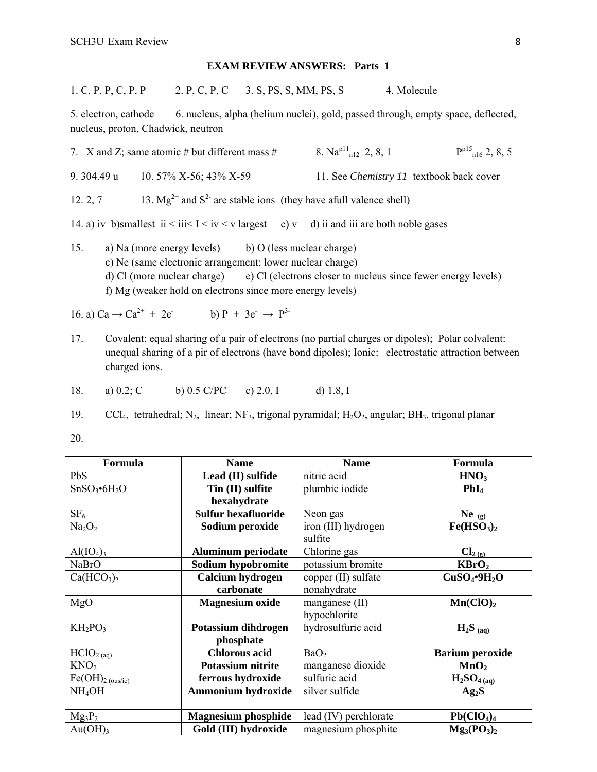## EXAM REVIEW ANSWERS: Parts 1

1. C, P, P, C, P, P
2. P, C, P, C
3. S, PS, S, MM, PS, S
4. Molecule

5. electron, cathode
6. nucleus, alpha (helium nuclei), gold, passed through, empty space, deflected, nucleus, proton, Chadwick, neutron

7. X and Z; same atomic # but different mass #
8. $Na^{p11}{}_{n12}$ 2, 8, 1 $P^{p15}{}_{n16}$ 2, 8, 5

9. 304.49 u
10. 57% X-56; 43% X-59
11. See *Chemistry 11* textbook back cover

12. 2, 7
13. $Mg^{2+}$ and $S^{2-}$ are stable ions (they have afull valence shell)

14. a) iv b)smallest ii < iii< I < iv < v largest c) v d) ii and iii are both noble gases

15. a) Na (more energy levels) b) O (less nuclear charge)
 c) Ne (same electronic arrangement; lower nuclear charge)
 d) Cl (more nuclear charge) e) Cl (electrons closer to nucleus since fewer energy levels)
 f) Mg (weaker hold on electrons since more energy levels)

16. a) $Ca \rightarrow Ca^{2+} + 2e^-$ b) $P + 3e^- \rightarrow P^{3-}$

17. Covalent: equal sharing of a pair of electrons (no partial charges or dipoles); Polar colvalent: unequal sharing of a pir of electrons (have bond dipoles); Ionic: electrostatic attraction between charged ions.

18. a) 0.2; C b) 0.5 C/PC c) 2.0, I d) 1.8, I

19. $CCl_4$, tetrahedral; $N_2$, linear; $NF_3$, trigonal pyramidal; $H_2O_2$, angular; $BH_3$, trigonal planar

20.

| Formula | Name | Name | Formula |
|---|---|---|---|
| $PbS$ | **Lead (II) sulfide** | nitric acid | **$HNO_3$** |
| $SnSO_3•6H_2O$ | **Tin (II) sulfite hexahydrate** | plumbic iodide | **$PbI_4$** |
| $SF_6$ | **Sulfur hexafluoride** | Neon gas | **$Ne_{(g)}$** |
| $Na_2O_2$ | **Sodium peroxide** | iron (III) hydrogen sulfite | **$Fe(HSO_3)_2$** |
| $Al(IO_4)_3$ | **Aluminum periodate** | Chlorine gas | **$Cl_{2\,(g)}$** |
| $NaBrO$ | **Sodium hypobromite** | potassium bromite | **$KBrO_2$** |
| $Ca(HCO_3)_2$ | **Calcium hydrogen carbonate** | copper (II) sulfate nonahydrate | **$CuSO_4•9H_2O$** |
| $MgO$ | **Magnesium oxide** | manganese (II) hypochlorite | **$Mn(ClO)_2$** |
| $KH_2PO_3$ | **Potassium dihdrogen phosphate** | hydrosulfuric acid | **$H_2S_{(aq)}$** |
| $HClO_{2\,(aq)}$ | **Chlorous acid** | $BaO_2$ | **Barium peroxide** |
| $KNO_2$ | **Potassium nitrite** | manganese dioxide | **$MnO_2$** |
| $Fe(OH)_{2\,(ous/ic)}$ | **ferrous hydroxide** | sulfuric acid | **$H_2SO_{4\,(aq)}$** |
| $NH_4OH$ | **Ammonium hydroxide** | silver sulfide | **$Ag_2S$** |
| $Mg_3P_2$ | **Magnesium phosphide** | lead (IV) perchlorate | **$Pb(ClO_4)_4$** |
| $Au(OH)_3$ | **Gold (III) hydroxide** | magnesium phosphite | **$Mg_3(PO_3)_2$** |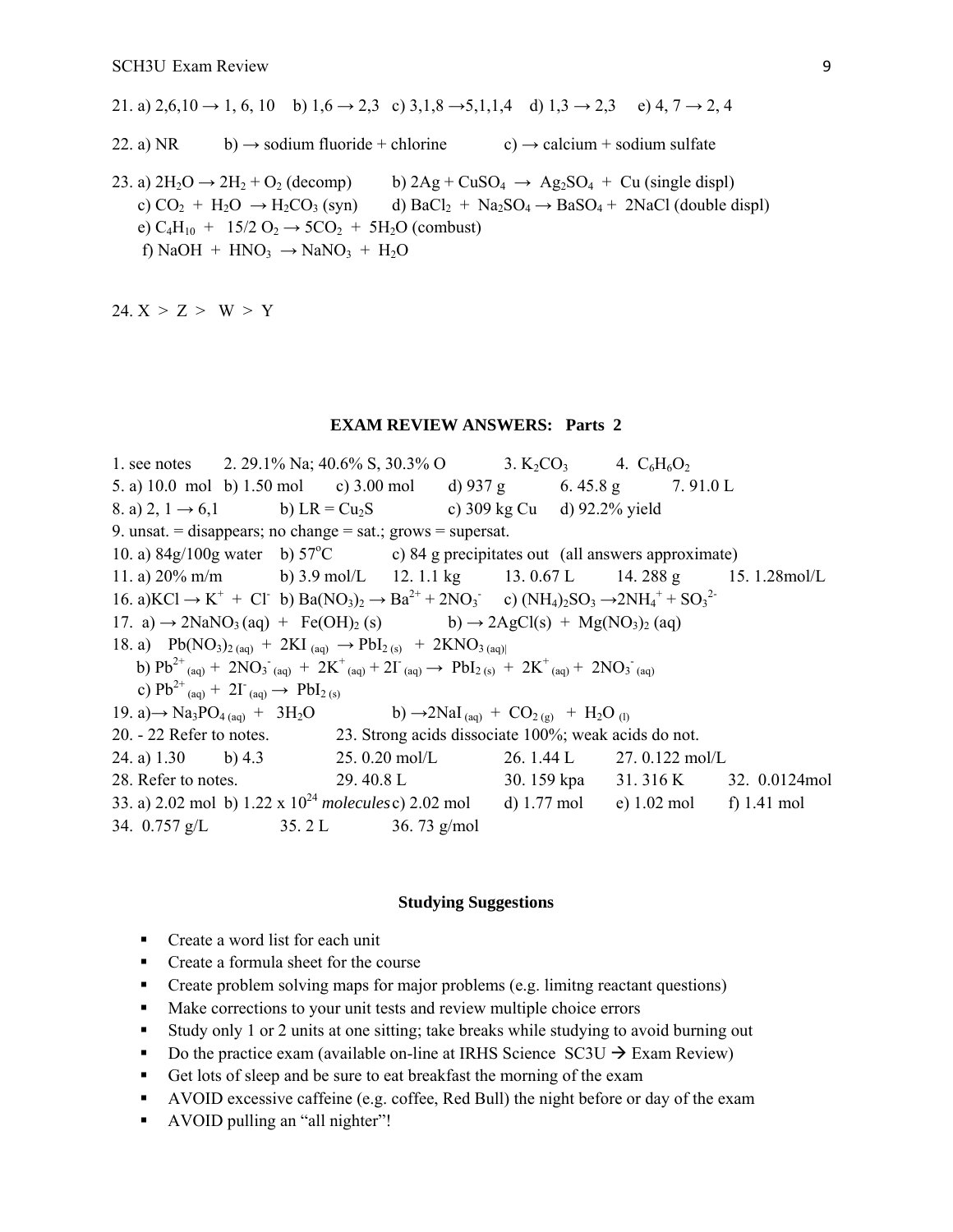21\. a) 2,6,10 → 1, 6, 10 b) 1,6 → 2,3 c) 3,1,8 →5,1,1,4 d) 1,3 → 2,3 e) 4, 7 → 2, 4

22\. a) NR b) → sodium fluoride + chlorine c) → calcium + sodium sulfate

23\. a) $2H_2O \rightarrow 2H_2 + O_2$ (decomp) b) $2Ag + CuSO_4 \rightarrow Ag_2SO_4 + Cu$ (single displ)
c) $CO_2 + H_2O \rightarrow H_2CO_3$ (syn) d) $BaCl_2 + Na_2SO_4 \rightarrow BaSO_4 + 2NaCl$ (double displ)
e) $C_4H_{10} + 15/2\ O_2 \rightarrow 5CO_2 + 5H_2O$ (combust)
f) $NaOH + HNO_3 \rightarrow NaNO_3 + H_2O$

24\. X > Z > W > Y

## EXAM REVIEW ANSWERS: Parts 2

1\. see notes 2. 29.1% Na; 40.6% S, 30.3% O 3. $K_2CO_3$ 4. $C_6H_6O_2$

5\. a) 10.0 mol b) 1.50 mol c) 3.00 mol d) 937 g 6. 45.8 g 7. 91.0 L

8\. a) 2, 1 → 6,1 b) LR = $Cu_2S$ c) 309 kg Cu d) 92.2% yield

9\. unsat. = disappears; no change = sat.; grows = supersat.

10\. a) 84g/100g water b) 57°C c) 84 g precipitates out (all answers approximate)

11\. a) 20% m/m b) 3.9 mol/L 12. 1.1 kg 13. 0.67 L 14. 288 g 15. 1.28mol/L

16\. a) $KCl \rightarrow K^+ + Cl^-$ b) $Ba(NO_3)_2 \rightarrow Ba^{2+} + 2NO_3^-$ c) $(NH_4)_2SO_3 \rightarrow 2NH_4^+ + SO_3^{2-}$

17\. a) → $2NaNO_3\,(aq) + Fe(OH)_2\,(s)$ b) → $2AgCl(s) + Mg(NO_3)_2\,(aq)$

18\. a) $Pb(NO_3)_{2\,(aq)} + 2KI_{(aq)} \rightarrow PbI_{2\,(s)} + 2KNO_{3\,(aq)}$
b) $Pb^{2+}_{(aq)} + 2NO_3^-{}_{(aq)} + 2K^+_{(aq)} + 2I^-_{(aq)} \rightarrow PbI_{2\,(s)} + 2K^+_{(aq)} + 2NO_3^-{}_{(aq)}$
c) $Pb^{2+}_{(aq)} + 2I^-_{(aq)} \rightarrow PbI_{2\,(s)}$

19\. a) → $Na_3PO_{4\,(aq)} + 3H_2O$ b) → $2NaI_{(aq)} + CO_{2\,(g)} + H_2O_{(l)}$

20\. - 22 Refer to notes. 23. Strong acids dissociate 100%; weak acids do not.

24\. a) 1.30 b) 4.3 25. 0.20 mol/L 26. 1.44 L 27. 0.122 mol/L

28\. Refer to notes. 29. 40.8 L 30. 159 kpa 31. 316 K 32. 0.0124mol

33\. a) 2.02 mol b) $1.22 \times 10^{24}$ *molecules* c) 2.02 mol d) 1.77 mol e) 1.02 mol f) 1.41 mol

34\. 0.757 g/L 35. 2 L 36. 73 g/mol

## Studying Suggestions

- Create a word list for each unit
- Create a formula sheet for the course
- Create problem solving maps for major problems (e.g. limitng reactant questions)
- Make corrections to your unit tests and review multiple choice errors
- Study only 1 or 2 units at one sitting; take breaks while studying to avoid burning out
- Do the practice exam (available on-line at IRHS Science SC3U → Exam Review)
- Get lots of sleep and be sure to eat breakfast the morning of the exam
- AVOID excessive caffeine (e.g. coffee, Red Bull) the night before or day of the exam
- AVOID pulling an "all nighter"!